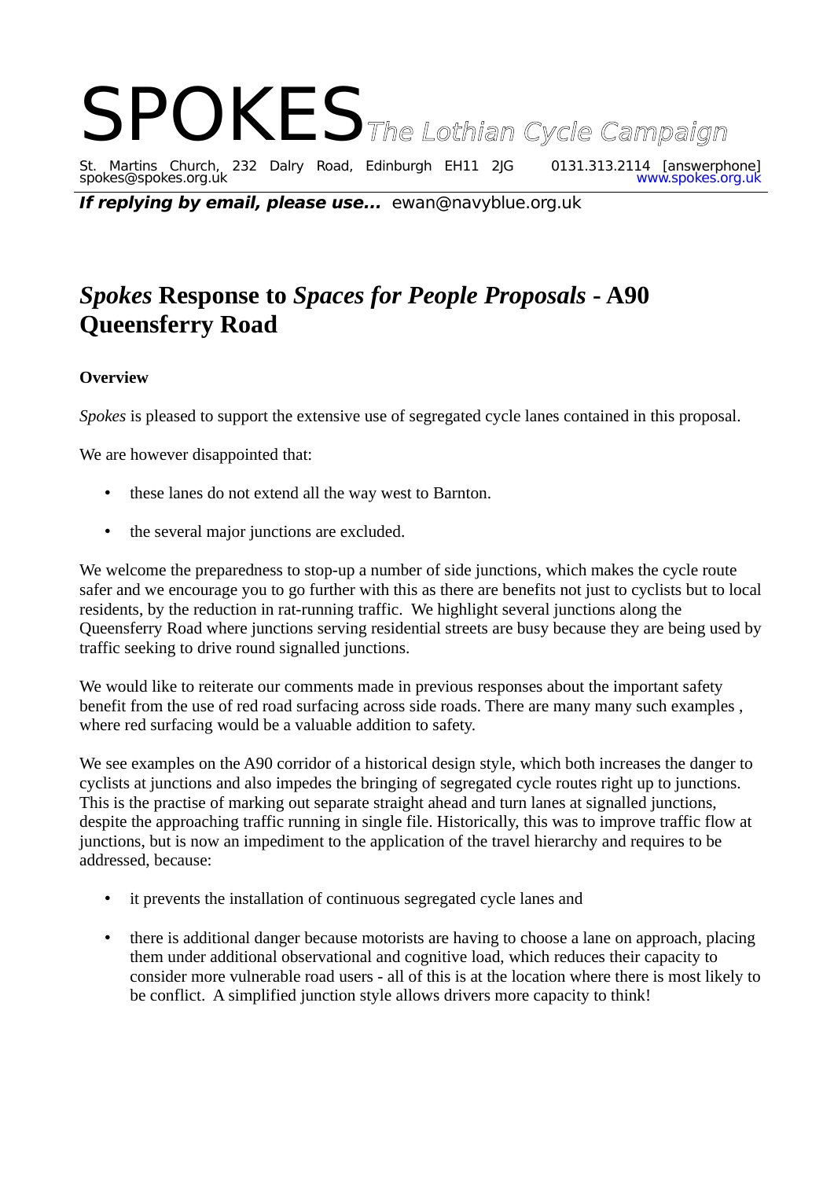# SPOKES *The Lothian Cycle Campaign*

St. Martins Church, 232 Dalry Road, Edinburgh EH11 2JG    0131.313.2114 [answerphone]
spokes@spokes.org.uk    www.spokes.org.uk

***If replying by email, please use...*** ewan@navyblue.org.uk

# *Spokes* Response to *Spaces for People Proposals* - A90 Queensferry Road

**Overview**

*Spokes* is pleased to support the extensive use of segregated cycle lanes contained in this proposal.

We are however disappointed that:

- these lanes do not extend all the way west to Barnton.
- the several major junctions are excluded.

We welcome the preparedness to stop-up a number of side junctions, which makes the cycle route safer and we encourage you to go further with this as there are benefits not just to cyclists but to local residents, by the reduction in rat-running traffic. We highlight several junctions along the Queensferry Road where junctions serving residential streets are busy because they are being used by traffic seeking to drive round signalled junctions.

We would like to reiterate our comments made in previous responses about the important safety benefit from the use of red road surfacing across side roads. There are many many such examples , where red surfacing would be a valuable addition to safety.

We see examples on the A90 corridor of a historical design style, which both increases the danger to cyclists at junctions and also impedes the bringing of segregated cycle routes right up to junctions. This is the practise of marking out separate straight ahead and turn lanes at signalled junctions, despite the approaching traffic running in single file. Historically, this was to improve traffic flow at junctions, but is now an impediment to the application of the travel hierarchy and requires to be addressed, because:

- it prevents the installation of continuous segregated cycle lanes and
- there is additional danger because motorists are having to choose a lane on approach, placing them under additional observational and cognitive load, which reduces their capacity to consider more vulnerable road users - all of this is at the location where there is most likely to be conflict. A simplified junction style allows drivers more capacity to think!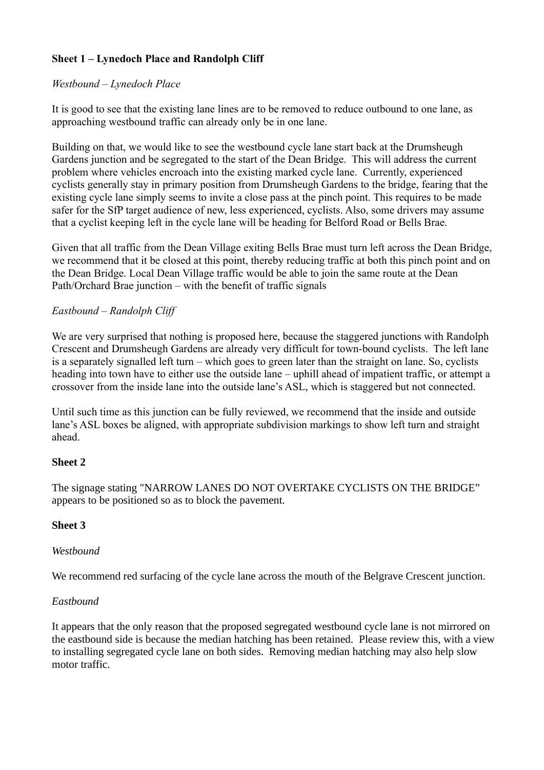**Sheet 1 – Lynedoch Place and Randolph Cliff**

*Westbound – Lynedoch Place*

It is good to see that the existing lane lines are to be removed to reduce outbound to one lane, as approaching westbound traffic can already only be in one lane.

Building on that, we would like to see the westbound cycle lane start back at the Drumsheugh Gardens junction and be segregated to the start of the Dean Bridge. This will address the current problem where vehicles encroach into the existing marked cycle lane. Currently, experienced cyclists generally stay in primary position from Drumsheugh Gardens to the bridge, fearing that the existing cycle lane simply seems to invite a close pass at the pinch point. This requires to be made safer for the SfP target audience of new, less experienced, cyclists. Also, some drivers may assume that a cyclist keeping left in the cycle lane will be heading for Belford Road or Bells Brae.

Given that all traffic from the Dean Village exiting Bells Brae must turn left across the Dean Bridge, we recommend that it be closed at this point, thereby reducing traffic at both this pinch point and on the Dean Bridge. Local Dean Village traffic would be able to join the same route at the Dean Path/Orchard Brae junction – with the benefit of traffic signals

*Eastbound – Randolph Cliff*

We are very surprised that nothing is proposed here, because the staggered junctions with Randolph Crescent and Drumsheugh Gardens are already very difficult for town-bound cyclists. The left lane is a separately signalled left turn – which goes to green later than the straight on lane. So, cyclists heading into town have to either use the outside lane – uphill ahead of impatient traffic, or attempt a crossover from the inside lane into the outside lane's ASL, which is staggered but not connected.

Until such time as this junction can be fully reviewed, we recommend that the inside and outside lane's ASL boxes be aligned, with appropriate subdivision markings to show left turn and straight ahead.

**Sheet 2**

The signage stating "NARROW LANES DO NOT OVERTAKE CYCLISTS ON THE BRIDGE" appears to be positioned so as to block the pavement.

**Sheet 3**

*Westbound*

We recommend red surfacing of the cycle lane across the mouth of the Belgrave Crescent junction.

*Eastbound*

It appears that the only reason that the proposed segregated westbound cycle lane is not mirrored on the eastbound side is because the median hatching has been retained. Please review this, with a view to installing segregated cycle lane on both sides. Removing median hatching may also help slow motor traffic.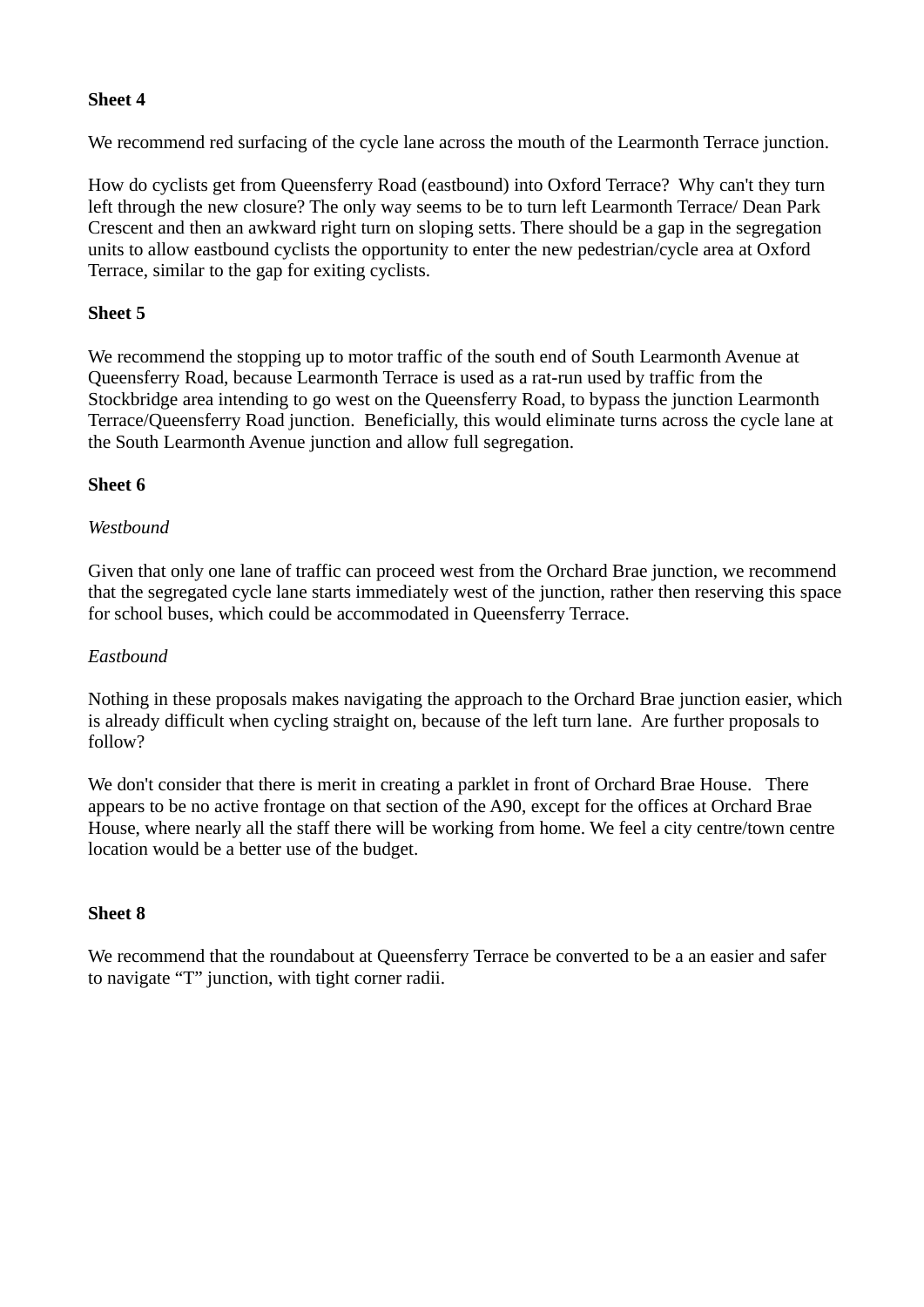**Sheet 4**

We recommend red surfacing of the cycle lane across the mouth of the Learmonth Terrace junction.

How do cyclists get from Queensferry Road (eastbound) into Oxford Terrace? Why can't they turn left through the new closure? The only way seems to be to turn left Learmonth Terrace/ Dean Park Crescent and then an awkward right turn on sloping setts. There should be a gap in the segregation units to allow eastbound cyclists the opportunity to enter the new pedestrian/cycle area at Oxford Terrace, similar to the gap for exiting cyclists.

**Sheet 5**

We recommend the stopping up to motor traffic of the south end of South Learmonth Avenue at Queensferry Road, because Learmonth Terrace is used as a rat-run used by traffic from the Stockbridge area intending to go west on the Queensferry Road, to bypass the junction Learmonth Terrace/Queensferry Road junction. Beneficially, this would eliminate turns across the cycle lane at the South Learmonth Avenue junction and allow full segregation.

**Sheet 6**

*Westbound*

Given that only one lane of traffic can proceed west from the Orchard Brae junction, we recommend that the segregated cycle lane starts immediately west of the junction, rather then reserving this space for school buses, which could be accommodated in Queensferry Terrace.

*Eastbound*

Nothing in these proposals makes navigating the approach to the Orchard Brae junction easier, which is already difficult when cycling straight on, because of the left turn lane. Are further proposals to follow?

We don't consider that there is merit in creating a parklet in front of Orchard Brae House. There appears to be no active frontage on that section of the A90, except for the offices at Orchard Brae House, where nearly all the staff there will be working from home. We feel a city centre/town centre location would be a better use of the budget.

**Sheet 8**

We recommend that the roundabout at Queensferry Terrace be converted to be a an easier and safer to navigate "T" junction, with tight corner radii.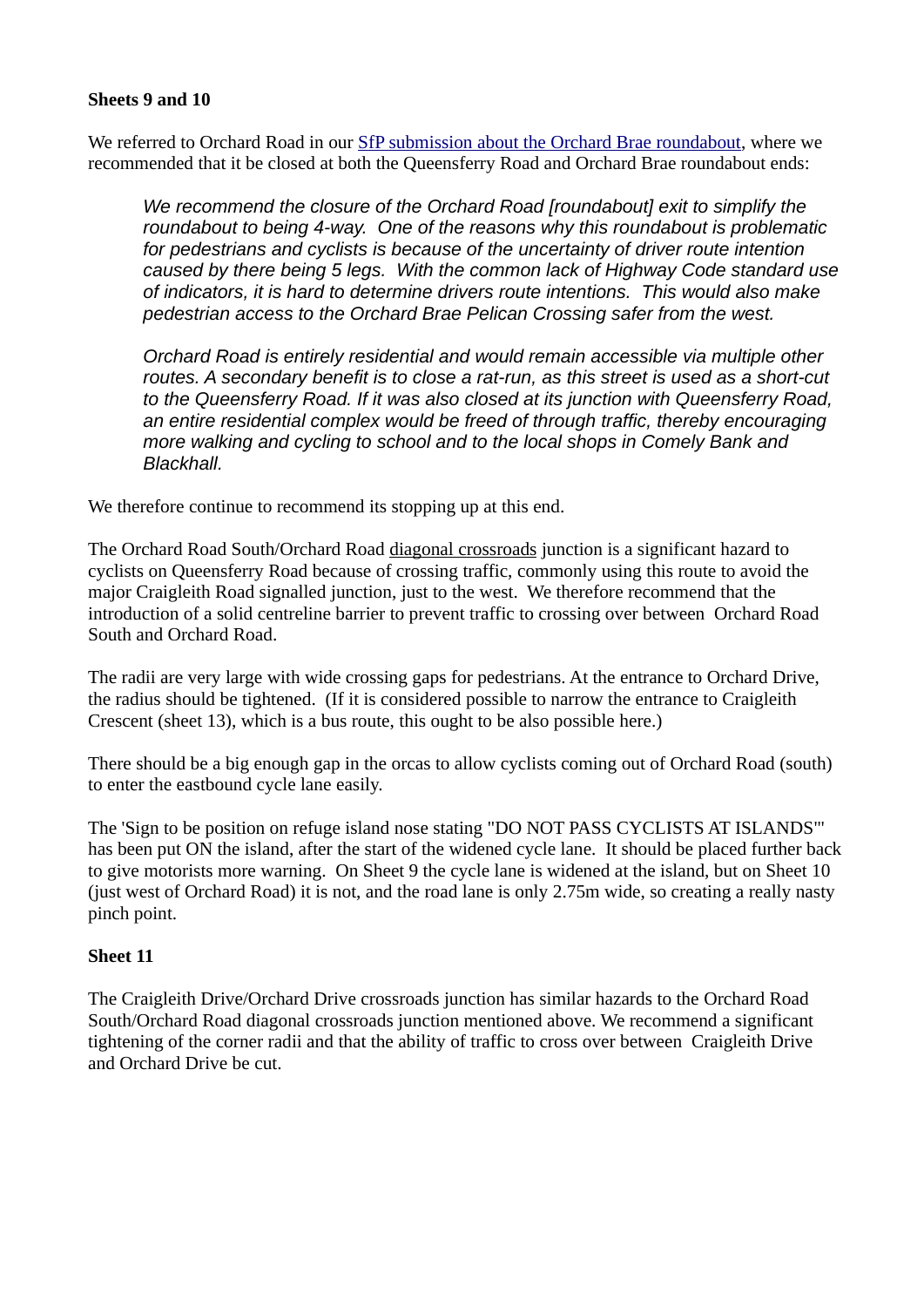**Sheets 9 and 10**

We referred to Orchard Road in our [SfP submission about the Orchard Brae roundabout](), where we recommended that it be closed at both the Queensferry Road and Orchard Brae roundabout ends:

> *We recommend the closure of the Orchard Road [roundabout] exit to simplify the roundabout to being 4-way. One of the reasons why this roundabout is problematic for pedestrians and cyclists is because of the uncertainty of driver route intention caused by there being 5 legs. With the common lack of Highway Code standard use of indicators, it is hard to determine drivers route intentions. This would also make pedestrian access to the Orchard Brae Pelican Crossing safer from the west.*
>
> *Orchard Road is entirely residential and would remain accessible via multiple other routes. A secondary benefit is to close a rat-run, as this street is used as a short-cut to the Queensferry Road. If it was also closed at its junction with Queensferry Road, an entire residential complex would be freed of through traffic, thereby encouraging more walking and cycling to school and to the local shops in Comely Bank and Blackhall.*

We therefore continue to recommend its stopping up at this end.

The Orchard Road South/Orchard Road diagonal crossroads junction is a significant hazard to cyclists on Queensferry Road because of crossing traffic, commonly using this route to avoid the major Craigleith Road signalled junction, just to the west. We therefore recommend that the introduction of a solid centreline barrier to prevent traffic to crossing over between Orchard Road South and Orchard Road.

The radii are very large with wide crossing gaps for pedestrians. At the entrance to Orchard Drive, the radius should be tightened. (If it is considered possible to narrow the entrance to Craigleith Crescent (sheet 13), which is a bus route, this ought to be also possible here.)

There should be a big enough gap in the orcas to allow cyclists coming out of Orchard Road (south) to enter the eastbound cycle lane easily.

The 'Sign to be position on refuge island nose stating "DO NOT PASS CYCLISTS AT ISLANDS"' has been put ON the island, after the start of the widened cycle lane. It should be placed further back to give motorists more warning. On Sheet 9 the cycle lane is widened at the island, but on Sheet 10 (just west of Orchard Road) it is not, and the road lane is only 2.75m wide, so creating a really nasty pinch point.

**Sheet 11**

The Craigleith Drive/Orchard Drive crossroads junction has similar hazards to the Orchard Road South/Orchard Road diagonal crossroads junction mentioned above. We recommend a significant tightening of the corner radii and that the ability of traffic to cross over between Craigleith Drive and Orchard Drive be cut.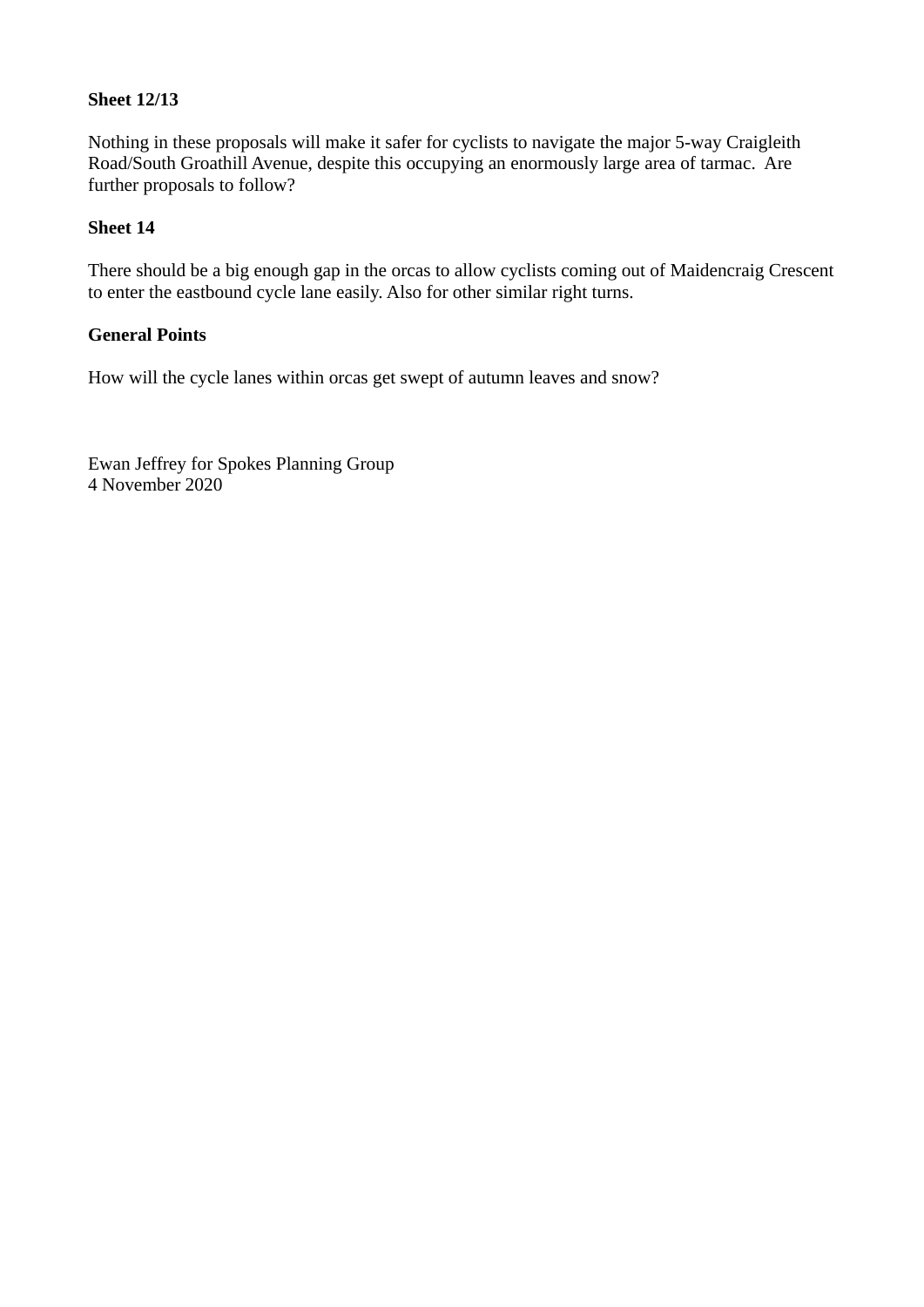**Sheet 12/13**

Nothing in these proposals will make it safer for cyclists to navigate the major 5-way Craigleith Road/South Groathill Avenue, despite this occupying an enormously large area of tarmac. Are further proposals to follow?

**Sheet 14**

There should be a big enough gap in the orcas to allow cyclists coming out of Maidencraig Crescent to enter the eastbound cycle lane easily. Also for other similar right turns.

**General Points**

How will the cycle lanes within orcas get swept of autumn leaves and snow?

Ewan Jeffrey for Spokes Planning Group
4 November 2020